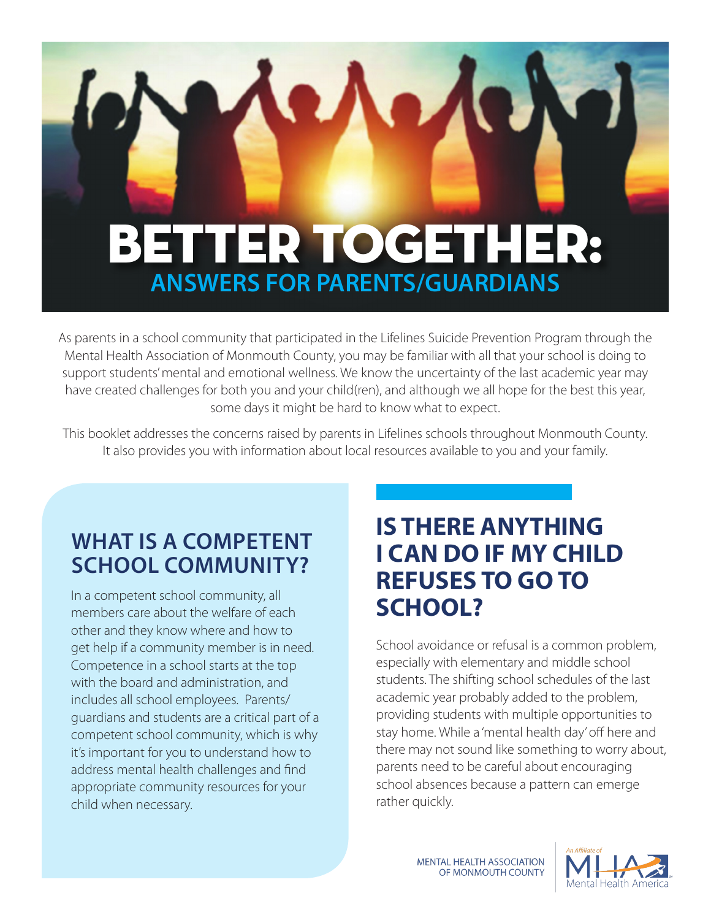# BETTER TOGETHER:

## ANSWERS FOR PARENTS/GUARDIANS

As parents in a school community that participated in the Lifelines Suicide Prevention Program through the Mental Health Association of Monmouth County, you may be familiar with all that your school is doing to support students' mental and emotional wellness. We know the uncertainty of the last academic year may have created challenges for both you and your child(ren), and although we all hope for the best this year, some days it might be hard to know what to expect.

This booklet addresses the concerns raised by parents in Lifelines schools throughout Monmouth County. It also provides you with information about local resources available to you and your family.

## WHAT IS A COMPETENT SCHOOL COMMUNITY?

In a competent school community, all members care about the welfare of each other and they know where and how to get help if a community member is in need. Competence in a school starts at the top with the board and administration, and includes all school employees. Parents/guardians and students are a critical part of a competent school community, which is why it's important for you to understand how to address mental health challenges and find appropriate community resources for your child when necessary.

## IS THERE ANYTHING I CAN DO IF MY CHILD REFUSES TO GO TO SCHOOL?

School avoidance or refusal is a common problem, especially with elementary and middle school students. The shifting school schedules of the last academic year probably added to the problem, providing students with multiple opportunities to stay home. While a 'mental health day' off here and there may not sound like something to worry about, parents need to be careful about encouraging school absences because a pattern can emerge rather quickly.

MENTAL HEALTH ASSOCIATION OF MONMOUTH COUNTY

An Affiliate of MHA Mental Health America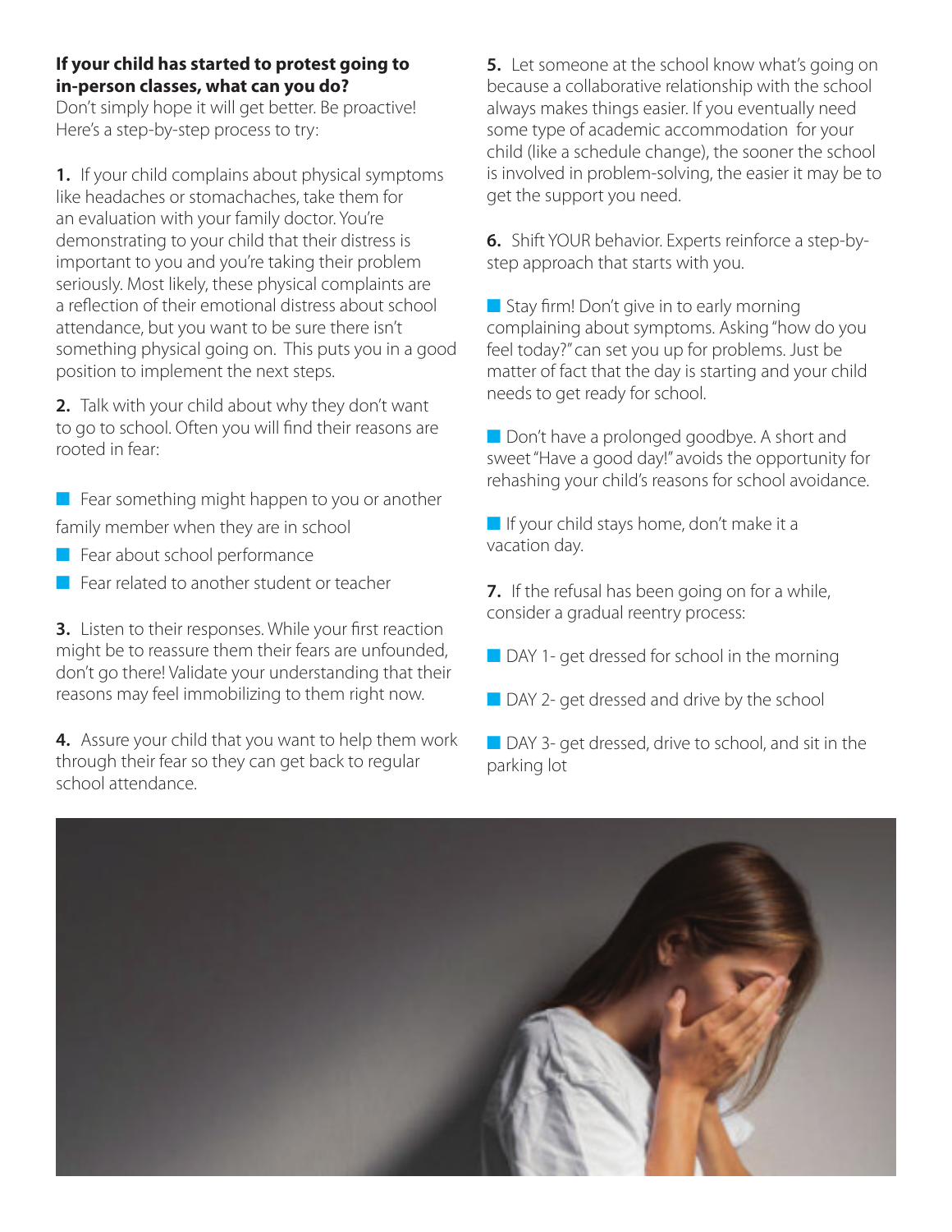**If your child has started to protest going to in-person classes, what can you do?**

Don't simply hope it will get better. Be proactive! Here's a step-by-step process to try:

**1.** If your child complains about physical symptoms like headaches or stomachaches, take them for an evaluation with your family doctor. You're demonstrating to your child that their distress is important to you and you're taking their problem seriously. Most likely, these physical complaints are a reflection of their emotional distress about school attendance, but you want to be sure there isn't something physical going on. This puts you in a good position to implement the next steps.

**2.** Talk with your child about why they don't want to go to school. Often you will find their reasons are rooted in fear:

- Fear something might happen to you or another family member when they are in school
- Fear about school performance
- Fear related to another student or teacher

**3.** Listen to their responses. While your first reaction might be to reassure them their fears are unfounded, don't go there! Validate your understanding that their reasons may feel immobilizing to them right now.

**4.** Assure your child that you want to help them work through their fear so they can get back to regular school attendance.

**5.** Let someone at the school know what's going on because a collaborative relationship with the school always makes things easier. If you eventually need some type of academic accommodation for your child (like a schedule change), the sooner the school is involved in problem-solving, the easier it may be to get the support you need.

**6.** Shift YOUR behavior. Experts reinforce a step-by-step approach that starts with you.

- Stay firm! Don't give in to early morning complaining about symptoms. Asking "how do you feel today?" can set you up for problems. Just be matter of fact that the day is starting and your child needs to get ready for school.
- Don't have a prolonged goodbye. A short and sweet "Have a good day!" avoids the opportunity for rehashing your child's reasons for school avoidance.
- If your child stays home, don't make it a vacation day.

**7.** If the refusal has been going on for a while, consider a gradual reentry process:

- DAY 1- get dressed for school in the morning
- DAY 2- get dressed and drive by the school
- DAY 3- get dressed, drive to school, and sit in the parking lot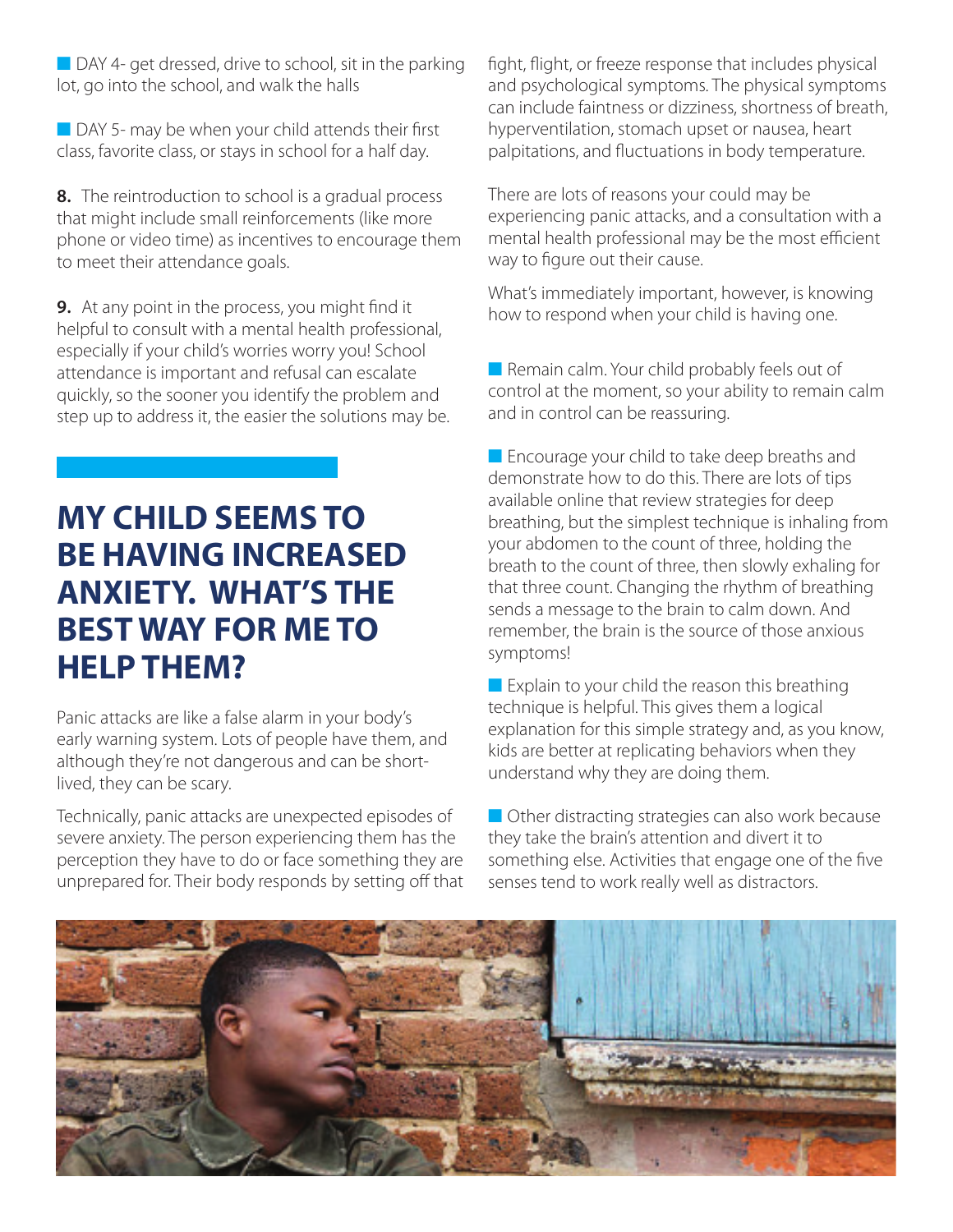- DAY 4- get dressed, drive to school, sit in the parking lot, go into the school, and walk the halls
- DAY 5- may be when your child attends their first class, favorite class, or stays in school for a half day.

**8.** The reintroduction to school is a gradual process that might include small reinforcements (like more phone or video time) as incentives to encourage them to meet their attendance goals.

**9.** At any point in the process, you might find it helpful to consult with a mental health professional, especially if your child's worries worry you! School attendance is important and refusal can escalate quickly, so the sooner you identify the problem and step up to address it, the easier the solutions may be.

## MY CHILD SEEMS TO BE HAVING INCREASED ANXIETY. WHAT'S THE BEST WAY FOR ME TO HELP THEM?

Panic attacks are like a false alarm in your body's early warning system. Lots of people have them, and although they're not dangerous and can be short-lived, they can be scary.

Technically, panic attacks are unexpected episodes of severe anxiety. The person experiencing them has the perception they have to do or face something they are unprepared for. Their body responds by setting off that fight, flight, or freeze response that includes physical and psychological symptoms. The physical symptoms can include faintness or dizziness, shortness of breath, hyperventilation, stomach upset or nausea, heart palpitations, and fluctuations in body temperature.

There are lots of reasons your could may be experiencing panic attacks, and a consultation with a mental health professional may be the most efficient way to figure out their cause.

What's immediately important, however, is knowing how to respond when your child is having one.

- Remain calm. Your child probably feels out of control at the moment, so your ability to remain calm and in control can be reassuring.
- Encourage your child to take deep breaths and demonstrate how to do this. There are lots of tips available online that review strategies for deep breathing, but the simplest technique is inhaling from your abdomen to the count of three, holding the breath to the count of three, then slowly exhaling for that three count. Changing the rhythm of breathing sends a message to the brain to calm down. And remember, the brain is the source of those anxious symptoms!
- Explain to your child the reason this breathing technique is helpful. This gives them a logical explanation for this simple strategy and, as you know, kids are better at replicating behaviors when they understand why they are doing them.
- Other distracting strategies can also work because they take the brain's attention and divert it to something else. Activities that engage one of the five senses tend to work really well as distractors.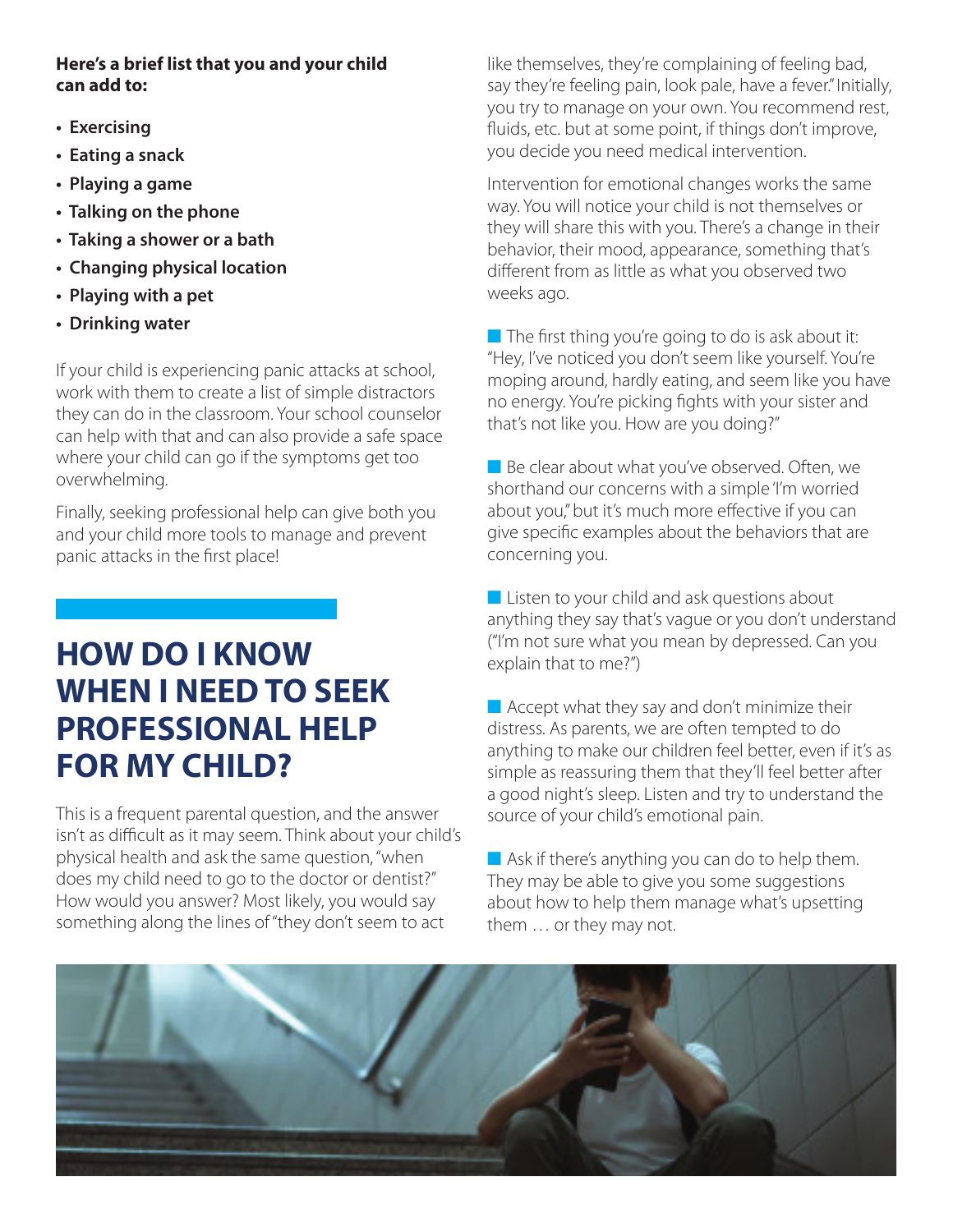**Here's a brief list that you and your child can add to:**

- **Exercising**
- **Eating a snack**
- **Playing a game**
- **Talking on the phone**
- **Taking a shower or a bath**
- **Changing physical location**
- **Playing with a pet**
- **Drinking water**

If your child is experiencing panic attacks at school, work with them to create a list of simple distractors they can do in the classroom. Your school counselor can help with that and can also provide a safe space where your child can go if the symptoms get too overwhelming.

Finally, seeking professional help can give both you and your child more tools to manage and prevent panic attacks in the first place!

# HOW DO I KNOW WHEN I NEED TO SEEK PROFESSIONAL HELP FOR MY CHILD?

This is a frequent parental question, and the answer isn't as difficult as it may seem. Think about your child's physical health and ask the same question, "when does my child need to go to the doctor or dentist?" How would you answer? Most likely, you would say something along the lines of "they don't seem to act like themselves, they're complaining of feeling bad, say they're feeling pain, look pale, have a fever." Initially, you try to manage on your own. You recommend rest, fluids, etc. but at some point, if things don't improve, you decide you need medical intervention.

Intervention for emotional changes works the same way. You will notice your child is not themselves or they will share this with you. There's a change in their behavior, their mood, appearance, something that's different from as little as what you observed two weeks ago.

- The first thing you're going to do is ask about it: "Hey, I've noticed you don't seem like yourself. You're moping around, hardly eating, and seem like you have no energy. You're picking fights with your sister and that's not like you. How are you doing?"

- Be clear about what you've observed. Often, we shorthand our concerns with a simple 'I'm worried about you,' but it's much more effective if you can give specific examples about the behaviors that are concerning you.

- Listen to your child and ask questions about anything they say that's vague or you don't understand ("I'm not sure what you mean by depressed. Can you explain that to me?")

- Accept what they say and don't minimize their distress. As parents, we are often tempted to do anything to make our children feel better, even if it's as simple as reassuring them that they'll feel better after a good night's sleep. Listen and try to understand the source of your child's emotional pain.

- Ask if there's anything you can do to help them. They may be able to give you some suggestions about how to help them manage what's upsetting them … or they may not.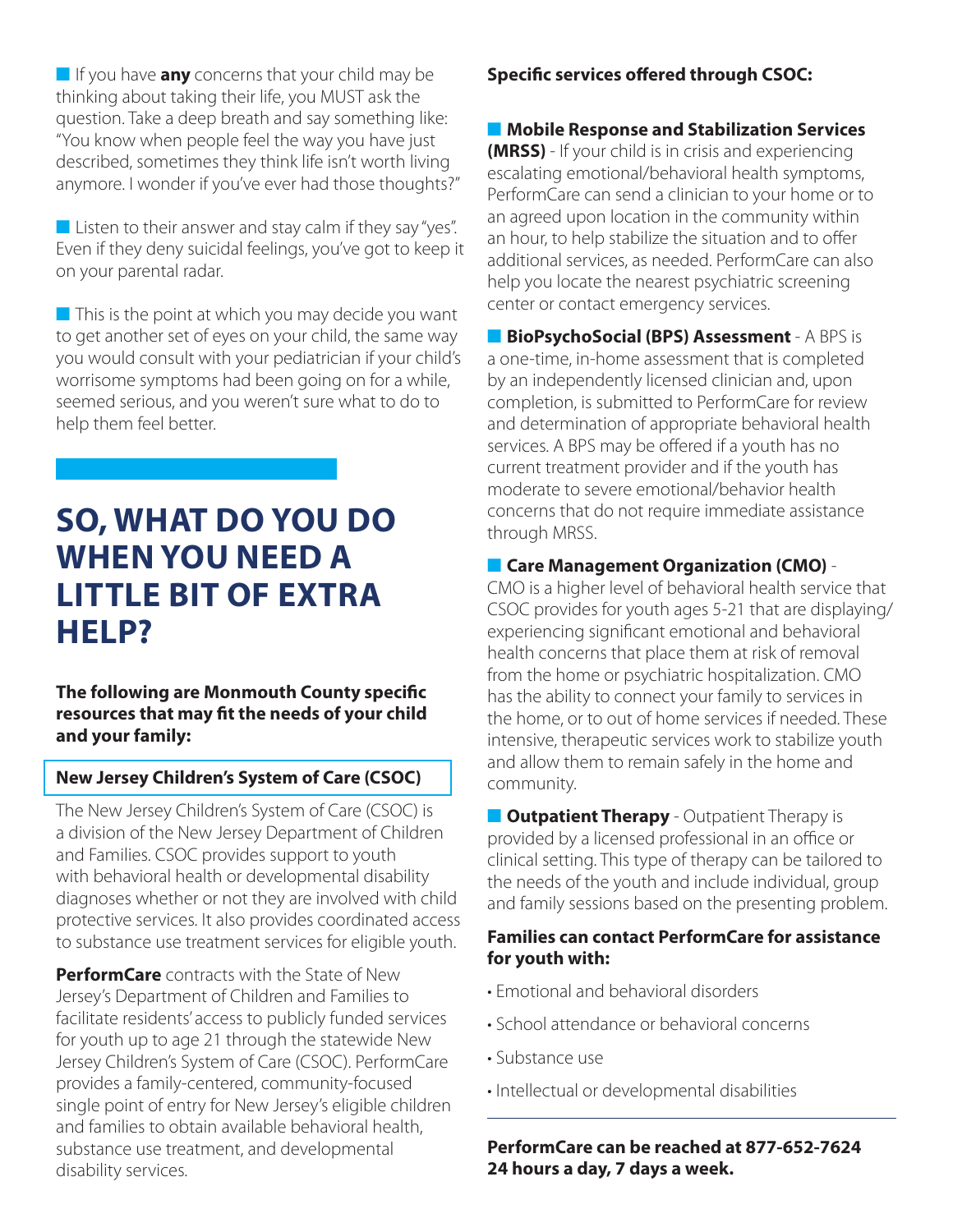- If you have **any** concerns that your child may be thinking about taking their life, you MUST ask the question. Take a deep breath and say something like: "You know when people feel the way you have just described, sometimes they think life isn't worth living anymore. I wonder if you've ever had those thoughts?"

- Listen to their answer and stay calm if they say "yes". Even if they deny suicidal feelings, you've got to keep it on your parental radar.

- This is the point at which you may decide you want to get another set of eyes on your child, the same way you would consult with your pediatrician if your child's worrisome symptoms had been going on for a while, seemed serious, and you weren't sure what to do to help them feel better.

# SO, WHAT DO YOU DO WHEN YOU NEED A LITTLE BIT OF EXTRA HELP?

**The following are Monmouth County specific resources that may fit the needs of your child and your family:**

## New Jersey Children's System of Care (CSOC)

The New Jersey Children's System of Care (CSOC) is a division of the New Jersey Department of Children and Families. CSOC provides support to youth with behavioral health or developmental disability diagnoses whether or not they are involved with child protective services. It also provides coordinated access to substance use treatment services for eligible youth.

**PerformCare** contracts with the State of New Jersey's Department of Children and Families to facilitate residents' access to publicly funded services for youth up to age 21 through the statewide New Jersey Children's System of Care (CSOC). PerformCare provides a family-centered, community-focused single point of entry for New Jersey's eligible children and families to obtain available behavioral health, substance use treatment, and developmental disability services.

**Specific services offered through CSOC:**

- **Mobile Response and Stabilization Services (MRSS)** - If your child is in crisis and experiencing escalating emotional/behavioral health symptoms, PerformCare can send a clinician to your home or to an agreed upon location in the community within an hour, to help stabilize the situation and to offer additional services, as needed. PerformCare can also help you locate the nearest psychiatric screening center or contact emergency services.

- **BioPsychoSocial (BPS) Assessment** - A BPS is a one-time, in-home assessment that is completed by an independently licensed clinician and, upon completion, is submitted to PerformCare for review and determination of appropriate behavioral health services. A BPS may be offered if a youth has no current treatment provider and if the youth has moderate to severe emotional/behavior health concerns that do not require immediate assistance through MRSS.

- **Care Management Organization (CMO)** - CMO is a higher level of behavioral health service that CSOC provides for youth ages 5-21 that are displaying/experiencing significant emotional and behavioral health concerns that place them at risk of removal from the home or psychiatric hospitalization. CMO has the ability to connect your family to services in the home, or to out of home services if needed. These intensive, therapeutic services work to stabilize youth and allow them to remain safely in the home and community.

- **Outpatient Therapy** - Outpatient Therapy is provided by a licensed professional in an office or clinical setting. This type of therapy can be tailored to the needs of the youth and include individual, group and family sessions based on the presenting problem.

**Families can contact PerformCare for assistance for youth with:**

- Emotional and behavioral disorders
- School attendance or behavioral concerns
- Substance use
- Intellectual or developmental disabilities

---

**PerformCare can be reached at 877-652-7624 24 hours a day, 7 days a week.**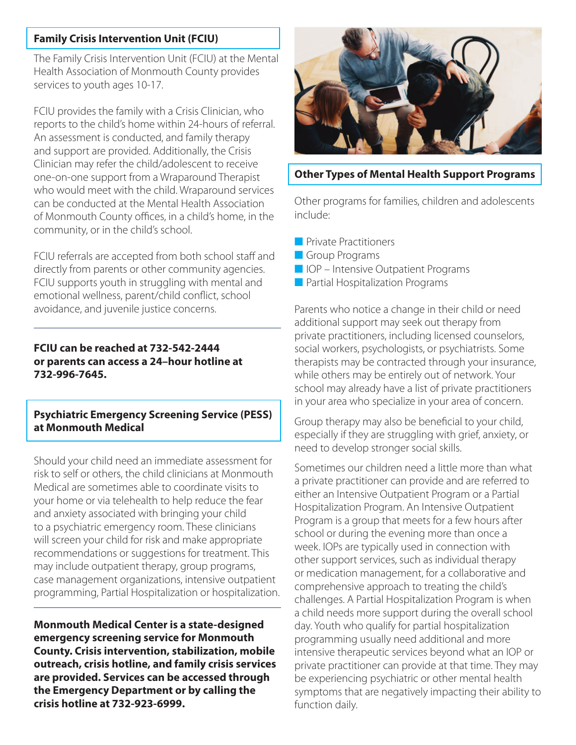## Family Crisis Intervention Unit (FCIU)

The Family Crisis Intervention Unit (FCIU) at the Mental Health Association of Monmouth County provides services to youth ages 10-17.

FCIU provides the family with a Crisis Clinician, who reports to the child's home within 24-hours of referral. An assessment is conducted, and family therapy and support are provided. Additionally, the Crisis Clinician may refer the child/adolescent to receive one-on-one support from a Wraparound Therapist who would meet with the child. Wraparound services can be conducted at the Mental Health Association of Monmouth County offices, in a child's home, in the community, or in the child's school.

FCIU referrals are accepted from both school staff and directly from parents or other community agencies. FCIU supports youth in struggling with mental and emotional wellness, parent/child conflict, school avoidance, and juvenile justice concerns.

**FCIU can be reached at 732-542-2444 or parents can access a 24–hour hotline at 732-996-7645.**

## Psychiatric Emergency Screening Service (PESS) at Monmouth Medical

Should your child need an immediate assessment for risk to self or others, the child clinicians at Monmouth Medical are sometimes able to coordinate visits to your home or via telehealth to help reduce the fear and anxiety associated with bringing your child to a psychiatric emergency room. These clinicians will screen your child for risk and make appropriate recommendations or suggestions for treatment. This may include outpatient therapy, group programs, case management organizations, intensive outpatient programming, Partial Hospitalization or hospitalization.

**Monmouth Medical Center is a state-designed emergency screening service for Monmouth County. Crisis intervention, stabilization, mobile outreach, crisis hotline, and family crisis services are provided. Services can be accessed through the Emergency Department or by calling the crisis hotline at 732-923-6999.**

## Other Types of Mental Health Support Programs

Other programs for families, children and adolescents include:

- Private Practitioners
- Group Programs
- IOP – Intensive Outpatient Programs
- Partial Hospitalization Programs

Parents who notice a change in their child or need additional support may seek out therapy from private practitioners, including licensed counselors, social workers, psychologists, or psychiatrists. Some therapists may be contracted through your insurance, while others may be entirely out of network. Your school may already have a list of private practitioners in your area who specialize in your area of concern.

Group therapy may also be beneficial to your child, especially if they are struggling with grief, anxiety, or need to develop stronger social skills.

Sometimes our children need a little more than what a private practitioner can provide and are referred to either an Intensive Outpatient Program or a Partial Hospitalization Program. An Intensive Outpatient Program is a group that meets for a few hours after school or during the evening more than once a week. IOPs are typically used in connection with other support services, such as individual therapy or medication management, for a collaborative and comprehensive approach to treating the child's challenges. A Partial Hospitalization Program is when a child needs more support during the overall school day. Youth who qualify for partial hospitalization programming usually need additional and more intensive therapeutic services beyond what an IOP or private practitioner can provide at that time. They may be experiencing psychiatric or other mental health symptoms that are negatively impacting their ability to function daily.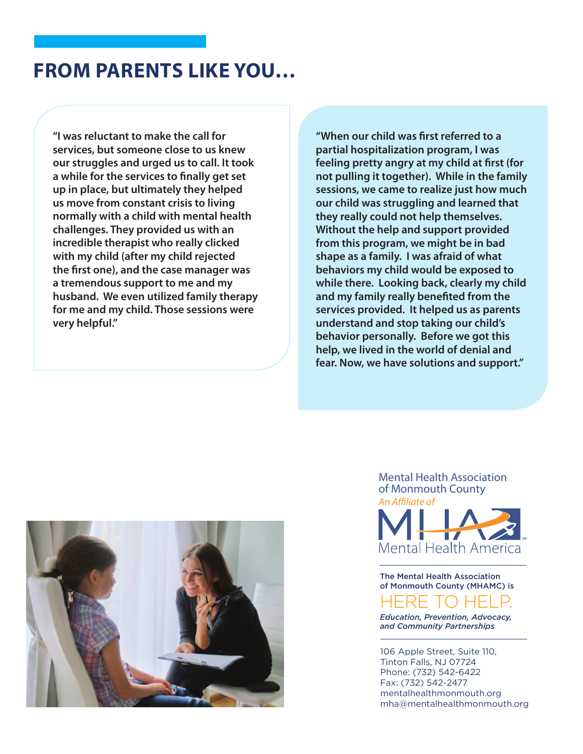# FROM PARENTS LIKE YOU…

**"I was reluctant to make the call for services, but someone close to us knew our struggles and urged us to call. It took a while for the services to finally get set up in place, but ultimately they helped us move from constant crisis to living normally with a child with mental health challenges. They provided us with an incredible therapist who really clicked with my child (after my child rejected the first one), and the case manager was a tremendous support to me and my husband. We even utilized family therapy for me and my child. Those sessions were very helpful."**

**"When our child was first referred to a partial hospitalization program, I was feeling pretty angry at my child at first (for not pulling it together). While in the family sessions, we came to realize just how much our child was struggling and learned that they really could not help themselves. Without the help and support provided from this program, we might be in bad shape as a family. I was afraid of what behaviors my child would be exposed to while there. Looking back, clearly my child and my family really benefited from the services provided. It helped us as parents understand and stop taking our child's behavior personally. Before we got this help, we lived in the world of denial and fear. Now, we have solutions and support."**

Mental Health Association of Monmouth County

*An Affiliate of*

MHA Mental Health America

**The Mental Health Association of Monmouth County (MHAMC) is**

HERE TO HELP.

***Education, Prevention, Advocacy, and Community Partnerships***

106 Apple Street, Suite 110,
Tinton Falls, NJ 07724
Phone: (732) 542-6422
Fax: (732) 542-2477
mentalhealthmonmouth.org
mha@mentalhealthmonmouth.org